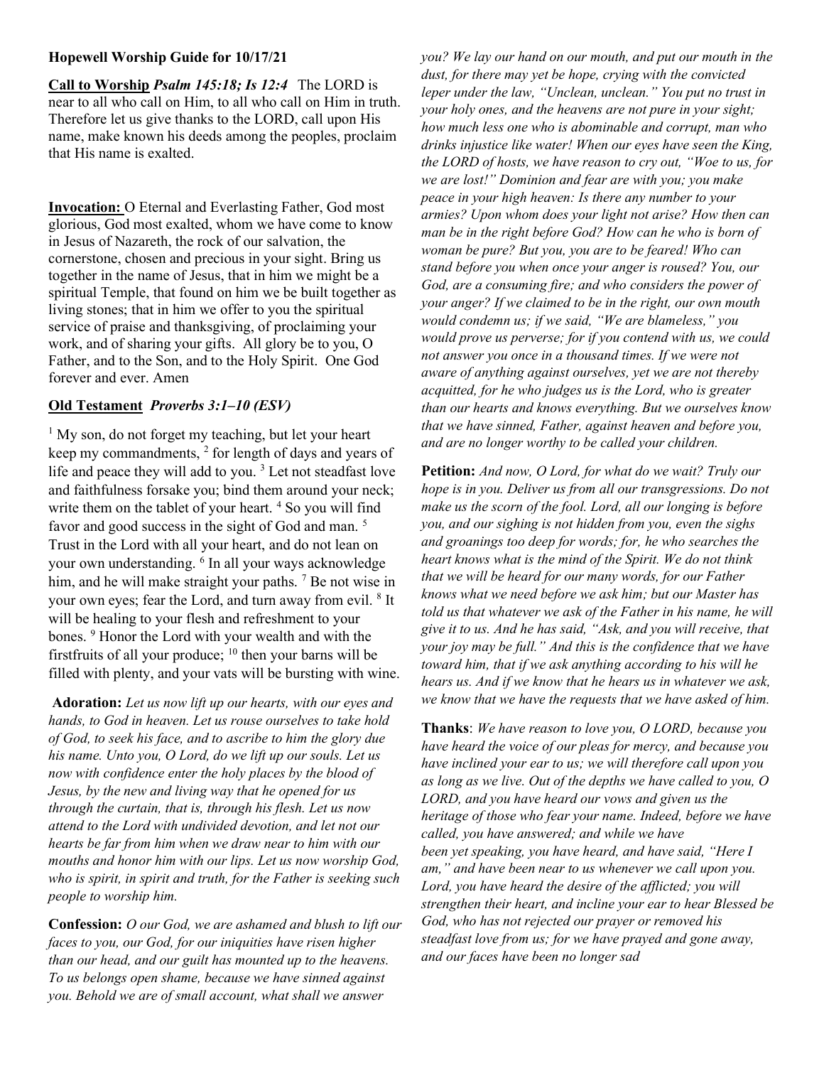**Hopewell Worship Guide for 10/17/21**

**Call to Worship** ***Psalm 145:18; Is 12:4*** The LORD is near to all who call on Him, to all who call on Him in truth. Therefore let us give thanks to the LORD, call upon His name, make known his deeds among the peoples, proclaim that His name is exalted.

**Invocation:** O Eternal and Everlasting Father, God most glorious, God most exalted, whom we have come to know in Jesus of Nazareth, the rock of our salvation, the cornerstone, chosen and precious in your sight. Bring us together in the name of Jesus, that in him we might be a spiritual Temple, that found on him we be built together as living stones; that in him we offer to you the spiritual service of praise and thanksgiving, of proclaiming your work, and of sharing your gifts. All glory be to you, O Father, and to the Son, and to the Holy Spirit. One God forever and ever. Amen

**Old Testament** ***Proverbs 3:1–10 (ESV)***

[1] My son, do not forget my teaching, but let your heart keep my commandments, [2] for length of days and years of life and peace they will add to you. [3] Let not steadfast love and faithfulness forsake you; bind them around your neck; write them on the tablet of your heart. [4] So you will find favor and good success in the sight of God and man. [5] Trust in the Lord with all your heart, and do not lean on your own understanding. [6] In all your ways acknowledge him, and he will make straight your paths. [7] Be not wise in your own eyes; fear the Lord, and turn away from evil. [8] It will be healing to your flesh and refreshment to your bones. [9] Honor the Lord with your wealth and with the firstfruits of all your produce; [10] then your barns will be filled with plenty, and your vats will be bursting with wine.

**Adoration:** *Let us now lift up our hearts, with our eyes and hands, to God in heaven. Let us rouse ourselves to take hold of God, to seek his face, and to ascribe to him the glory due his name. Unto you, O Lord, do we lift up our souls. Let us now with confidence enter the holy places by the blood of Jesus, by the new and living way that he opened for us through the curtain, that is, through his flesh. Let us now attend to the Lord with undivided devotion, and let not our hearts be far from him when we draw near to him with our mouths and honor him with our lips. Let us now worship God, who is spirit, in spirit and truth, for the Father is seeking such people to worship him.*

**Confession:** *O our God, we are ashamed and blush to lift our faces to you, our God, for our iniquities have risen higher than our head, and our guilt has mounted up to the heavens. To us belongs open shame, because we have sinned against you. Behold we are of small account, what shall we answer you? We lay our hand on our mouth, and put our mouth in the dust, for there may yet be hope, crying with the convicted leper under the law, "Unclean, unclean." You put no trust in your holy ones, and the heavens are not pure in your sight; how much less one who is abominable and corrupt, man who drinks injustice like water! When our eyes have seen the King, the LORD of hosts, we have reason to cry out, "Woe to us, for we are lost!" Dominion and fear are with you; you make peace in your high heaven: Is there any number to your armies? Upon whom does your light not arise? How then can man be in the right before God? How can he who is born of woman be pure? But you, you are to be feared! Who can stand before you when once your anger is roused? You, our God, are a consuming fire; and who considers the power of your anger? If we claimed to be in the right, our own mouth would condemn us; if we said, "We are blameless," you would prove us perverse; for if you contend with us, we could not answer you once in a thousand times. If we were not aware of anything against ourselves, yet we are not thereby acquitted, for he who judges us is the Lord, who is greater than our hearts and knows everything. But we ourselves know that we have sinned, Father, against heaven and before you, and are no longer worthy to be called your children.*

**Petition:** *And now, O Lord, for what do we wait? Truly our hope is in you. Deliver us from all our transgressions. Do not make us the scorn of the fool. Lord, all our longing is before you, and our sighing is not hidden from you, even the sighs and groanings too deep for words; for, he who searches the heart knows what is the mind of the Spirit. We do not think that we will be heard for our many words, for our Father knows what we need before we ask him; but our Master has told us that whatever we ask of the Father in his name, he will give it to us. And he has said, "Ask, and you will receive, that your joy may be full." And this is the confidence that we have toward him, that if we ask anything according to his will he hears us. And if we know that he hears us in whatever we ask, we know that we have the requests that we have asked of him.*

**Thanks**: *We have reason to love you, O LORD, because you have heard the voice of our pleas for mercy, and because you have inclined your ear to us; we will therefore call upon you as long as we live. Out of the depths we have called to you, O LORD, and you have heard our vows and given us the heritage of those who fear your name. Indeed, before we have called, you have answered; and while we have been yet speaking, you have heard, and have said, "Here I am," and have been near to us whenever we call upon you. Lord, you have heard the desire of the afflicted; you will strengthen their heart, and incline your ear to hear Blessed be God, who has not rejected our prayer or removed his steadfast love from us; for we have prayed and gone away, and our faces have been no longer sad*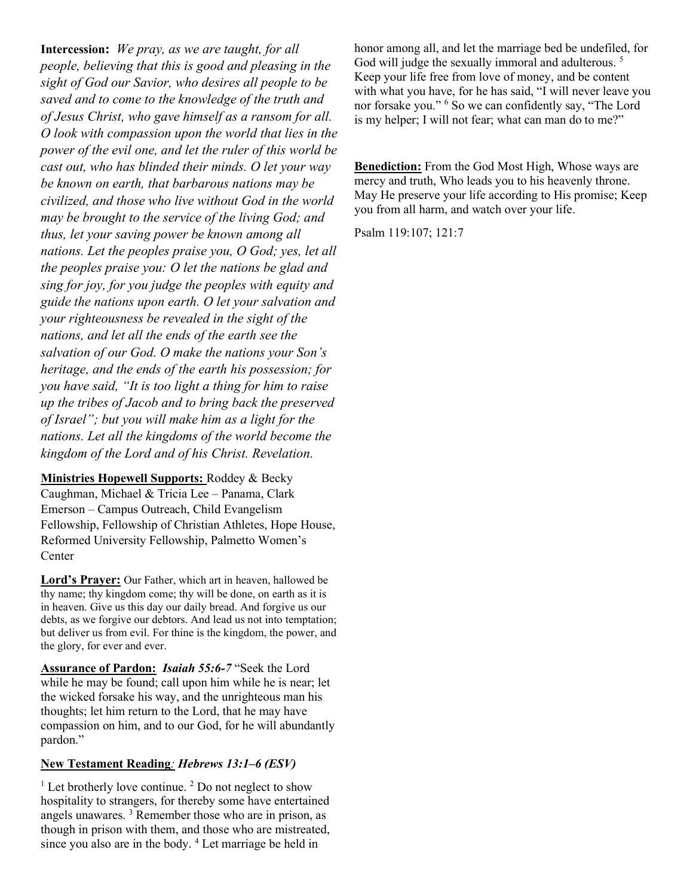**Intercession:** *We pray, as we are taught, for all people, believing that this is good and pleasing in the sight of God our Savior, who desires all people to be saved and to come to the knowledge of the truth and of Jesus Christ, who gave himself as a ransom for all. O look with compassion upon the world that lies in the power of the evil one, and let the ruler of this world be cast out, who has blinded their minds. O let your way be known on earth, that barbarous nations may be civilized, and those who live without God in the world may be brought to the service of the living God; and thus, let your saving power be known among all nations. Let the peoples praise you, O God; yes, let all the peoples praise you: O let the nations be glad and sing for joy, for you judge the peoples with equity and guide the nations upon earth. O let your salvation and your righteousness be revealed in the sight of the nations, and let all the ends of the earth see the salvation of our God. O make the nations your Son's heritage, and the ends of the earth his possession; for you have said, "It is too light a thing for him to raise up the tribes of Jacob and to bring back the preserved of Israel"; but you will make him as a light for the nations. Let all the kingdoms of the world become the kingdom of the Lord and of his Christ. Revelation.*

**Ministries Hopewell Supports:** Roddey & Becky Caughman, Michael & Tricia Lee – Panama, Clark Emerson – Campus Outreach, Child Evangelism Fellowship, Fellowship of Christian Athletes, Hope House, Reformed University Fellowship, Palmetto Women's Center

**Lord's Prayer:** Our Father, which art in heaven, hallowed be thy name; thy kingdom come; thy will be done, on earth as it is in heaven. Give us this day our daily bread. And forgive us our debts, as we forgive our debtors. And lead us not into temptation; but deliver us from evil. For thine is the kingdom, the power, and the glory, for ever and ever.

**Assurance of Pardon:** ***Isaiah 55:6-7*** "Seek the Lord while he may be found; call upon him while he is near; let the wicked forsake his way, and the unrighteous man his thoughts; let him return to the Lord, that he may have compassion on him, and to our God, for he will abundantly pardon."

**New Testament Reading***:* ***Hebrews 13:1–6 (ESV)***

[1] Let brotherly love continue. [2] Do not neglect to show hospitality to strangers, for thereby some have entertained angels unawares. [3] Remember those who are in prison, as though in prison with them, and those who are mistreated, since you also are in the body. [4] Let marriage be held in honor among all, and let the marriage bed be undefiled, for God will judge the sexually immoral and adulterous. [5] Keep your life free from love of money, and be content with what you have, for he has said, "I will never leave you nor forsake you." [6] So we can confidently say, "The Lord is my helper; I will not fear; what can man do to me?"

**Benediction:** From the God Most High, Whose ways are mercy and truth, Who leads you to his heavenly throne. May He preserve your life according to His promise; Keep you from all harm, and watch over your life.

Psalm 119:107; 121:7